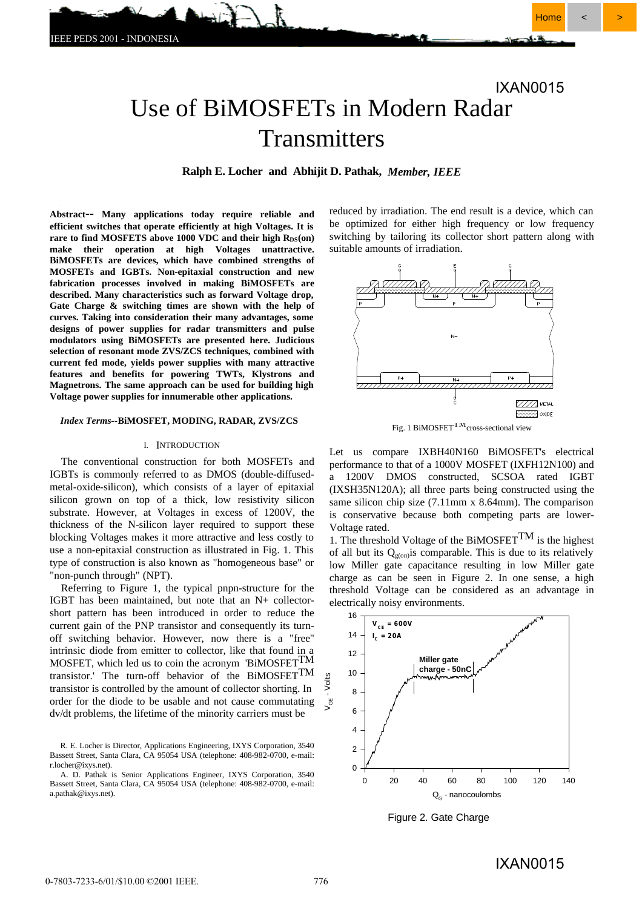IXAN0015

# Use of BiMOSFETs in Modern Radar Transmitters

**Ralph E. Locher and Abhijit D. Pathak, *Member, IEEE***

**Abstract-- Many applications today require reliable and efficient switches that operate efficiently at high Voltages. It is rare to find MOSFETS above 1000 VDC and their high $R_{DS}$(on) make their operation at high Voltages unattractive. BiMOSFETs are devices, which have combined strengths of MOSFETs and IGBTs. Non-epitaxial construction and new fabrication processes involved in making BiMOSFETs are described. Many characteristics such as forward Voltage drop, Gate Charge & switching times are shown with the help of curves. Taking into consideration their many advantages, some designs of power supplies for radar transmitters and pulse modulators using BiMOSFETs are presented here. Judicious selection of resonant mode ZVS/ZCS techniques, combined with current fed mode, yields power supplies with many attractive features and benefits for powering TWTs, Klystrons and Magnetrons. The same approach can be used for building high Voltage power supplies for innumerable other applications.**

***Index Terms*--BiMOSFET, MODING, RADAR, ZVS/ZCS**

## I. Introduction

The conventional construction for both MOSFETs and IGBTs is commonly referred to as DMOS (double-diffused-metal-oxide-silicon), which consists of a layer of epitaxial silicon grown on top of a thick, low resistivity silicon substrate. However, at Voltages in excess of 1200V, the thickness of the N-silicon layer required to support these blocking Voltages makes it more attractive and less costly to use a non-epitaxial construction as illustrated in Fig. 1. This type of construction is also known as "homogeneous base" or "non-punch through" (NPT).

Referring to Figure 1, the typical pnpn-structure for the IGBT has been maintained, but note that an N+ collector-short pattern has been introduced in order to reduce the current gain of the PNP transistor and consequently its turn-off switching behavior. However, now there is a "free" intrinsic diode from emitter to collector, like that found in a MOSFET, which led us to coin the acronym 'BiMOSFET™ transistor.' The turn-off behavior of the BiMOSFET™ transistor is controlled by the amount of collector shorting. In order for the diode to be usable and not cause commutating dv/dt problems, the lifetime of the minority carriers must be reduced by irradiation. The end result is a device, which can be optimized for either high frequency or low frequency switching by tailoring its collector short pattern along with suitable amounts of irradiation.

Fig. 1 BiMOSFET™ cross-sectional view

Let us compare IXBH40N160 BiMOSFET's electrical performance to that of a 1000V MOSFET (IXFH12N100) and a 1200V DMOS constructed, SCSOA rated IGBT (IXSH35N120A); all three parts being constructed using the same silicon chip size (7.11mm x 8.64mm). The comparison is conservative because both competing parts are lower-Voltage rated.

1. The threshold Voltage of the BiMOSFET™ is the highest of all but its $Q_{g(on)}$ is comparable. This is due to its relatively low Miller gate capacitance resulting in low Miller gate charge as can be seen in Figure 2. In one sense, a high threshold Voltage can be considered as an advantage in electrically noisy environments.

Figure 2. Gate Charge

R. E. Locher is Director, Applications Engineering, IXYS Corporation, 3540 Bassett Street, Santa Clara, CA 95054 USA (telephone: 408-982-0700, e-mail: r.locher@ixys.net).

A. D. Pathak is Senior Applications Engineer, IXYS Corporation, 3540 Bassett Street, Santa Clara, CA 95054 USA (telephone: 408-982-0700, e-mail: a.pathak@ixys.net).

0-7803-7233-6/01/$10.00 ©2001 IEEE.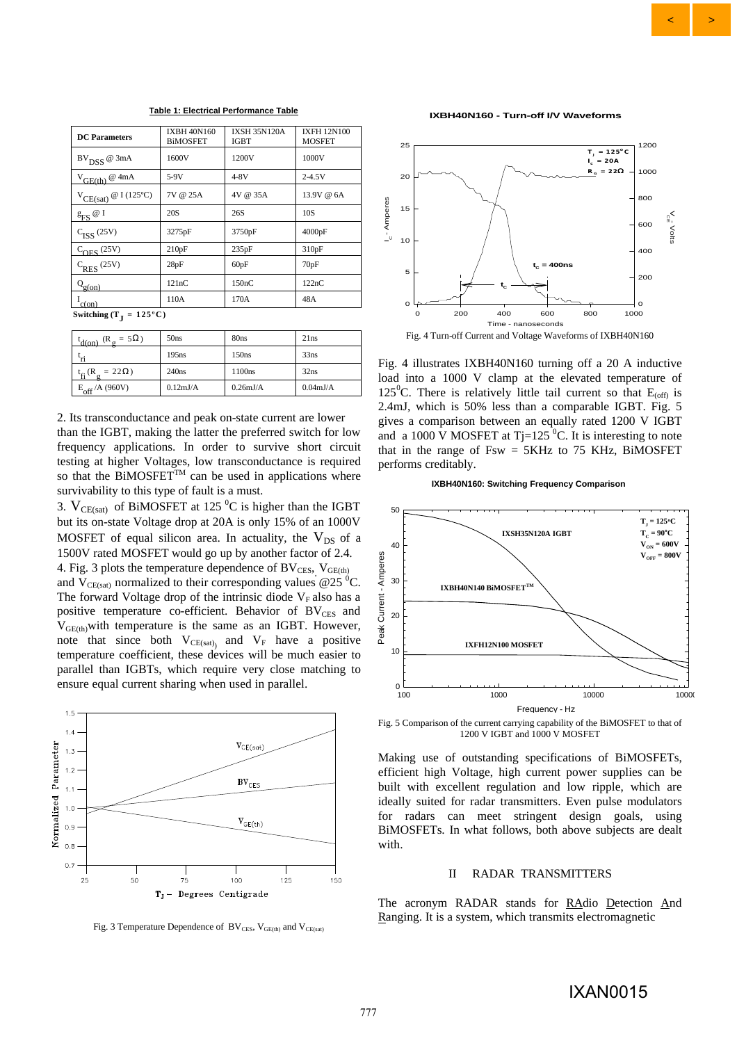**Table 1: Electrical Performance Table**

| DC Parameters | IXBH 40N160 BiMOSFET | IXSH 35N120A IGBT | IXFH 12N100 MOSFET |
|---|---|---|---|
| $BV_{DSS}$ @ 3mA | 1600V | 1200V | 1000V |
| $V_{GE(th)}$ @ 4mA | 5-9V | 4-8V | 2-4.5V |
| $V_{CE(sat)}$ @ I (125ºC) | 7V @ 25A | 4V @ 35A | 13.9V @ 6A |
| $g_{FS}$ @ I | 20S | 26S | 10S |
| $C_{ISS}$ (25V) | 3275pF | 3750pF | 4000pF |
| $C_{OES}$ (25V) | 210pF | 235pF | 310pF |
| $C_{RES}$ (25V) | 28pF | 60pF | 70pF |
| $Q_{g(on)}$ | 121nC | 150nC | 122nC |
| $I_{c(on)}$ | 110A | 170A | 48A |
| **Switching ($T_J$ = 125ºC)** | | | |
| $t_{d(on)}$ ($R_g = 5\Omega$) | 50ns | 80ns | 21ns |
| $t_{ri}$ | 195ns | 150ns | 33ns |
| $t_{fi}$ ($R_g = 22\Omega$) | 240ns | 1100ns | 32ns |
| $E_{off}$ /A (960V) | 0.12mJ/A | 0.26mJ/A | 0.04mJ/A |

2. Its transconductance and peak on-state current are lower than the IGBT, making the latter the preferred switch for low frequency applications. In order to survive short circuit testing at higher Voltages, low transconductance is required so that the BiMOSFET™ can be used in applications where survivability to this type of fault is a must.

3. $V_{CE(sat)}$ of BiMOSFET at 125 $^0$C is higher than the IGBT but its on-state Voltage drop at 20A is only 15% of an 1000V MOSFET of equal silicon area. In actuality, the $V_{DS}$ of a 1500V rated MOSFET would go up by another factor of 2.4.

4. Fig. 3 plots the temperature dependence of $BV_{CES}$, $V_{GE(th)}$ and $V_{CE(sat)}$ normalized to their corresponding values @25 $^0$C. The forward Voltage drop of the intrinsic diode $V_F$ also has a positive temperature co-efficient. Behavior of $BV_{CES}$ and $V_{GE(th)}$ with temperature is the same as an IGBT. However, note that since both $V_{CE(sat)}$ and $V_F$ have a positive temperature coefficient, these devices will be much easier to parallel than IGBTs, which require very close matching to ensure equal current sharing when used in parallel.

Fig. 3 Temperature Dependence of $BV_{CES}$, $V_{GE(th)}$ and $V_{CE(sat)}$

Fig. 4 Turn-off Current and Voltage Waveforms of IXBH40N160

Fig. 4 illustrates IXBH40N160 turning off a 20 A inductive load into a 1000 V clamp at the elevated temperature of 125$^0$C. There is relatively little tail current so that $E_{(off)}$ is 2.4mJ, which is 50% less than a comparable IGBT. Fig. 5 gives a comparison between an equally rated 1200 V IGBT and a 1000 V MOSFET at Tj=125 $^0$C. It is interesting to note that in the range of Fsw = 5KHz to 75 KHz, BiMOSFET performs creditably.

Fig. 5 Comparison of the current carrying capability of the BiMOSFET to that of 1200 V IGBT and 1000 V MOSFET

Making use of outstanding specifications of BiMOSFETs, efficient high Voltage, high current power supplies can be built with excellent regulation and low ripple, which are ideally suited for radar transmitters. Even pulse modulators for radars can meet stringent design goals, using BiMOSFETs. In what follows, both above subjects are dealt with.

## II RADAR TRANSMITTERS

The acronym RADAR stands for RAdio Detection And Ranging. It is a system, which transmits electromagnetic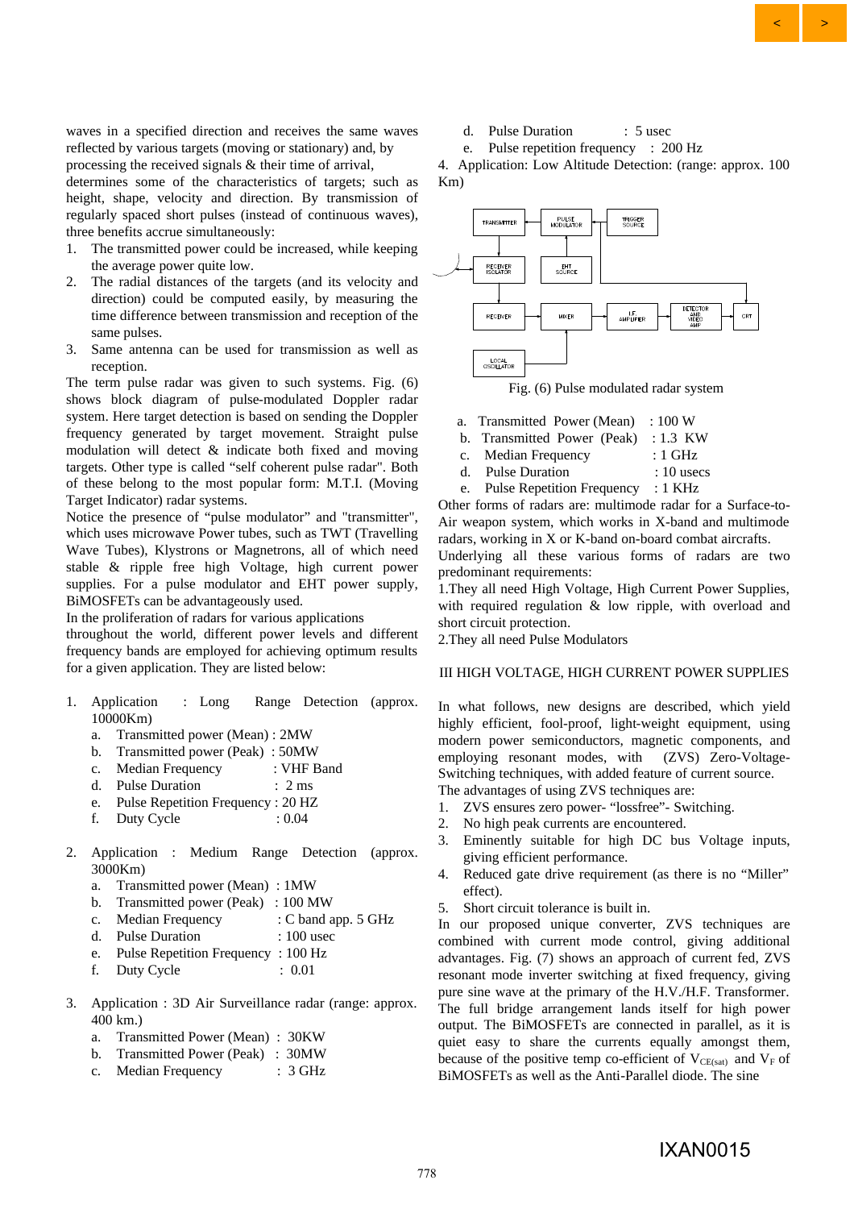waves in a specified direction and receives the same waves reflected by various targets (moving or stationary) and, by processing the received signals & their time of arrival, determines some of the characteristics of targets; such as height, shape, velocity and direction. By transmission of regularly spaced short pulses (instead of continuous waves), three benefits accrue simultaneously:

1. The transmitted power could be increased, while keeping the average power quite low.
2. The radial distances of the targets (and its velocity and direction) could be computed easily, by measuring the time difference between transmission and reception of the same pulses.
3. Same antenna can be used for transmission as well as reception.

The term pulse radar was given to such systems. Fig. (6) shows block diagram of pulse-modulated Doppler radar system. Here target detection is based on sending the Doppler frequency generated by target movement. Straight pulse modulation will detect & indicate both fixed and moving targets. Other type is called "self coherent pulse radar". Both of these belong to the most popular form: M.T.I. (Moving Target Indicator) radar systems.

Notice the presence of "pulse modulator" and "transmitter", which uses microwave Power tubes, such as TWT (Travelling Wave Tubes), Klystrons or Magnetrons, all of which need stable & ripple free high Voltage, high current power supplies. For a pulse modulator and EHT power supply, BiMOSFETs can be advantageously used.

In the proliferation of radars for various applications throughout the world, different power levels and different frequency bands are employed for achieving optimum results for a given application. They are listed below:

1. Application : Long Range Detection (approx. 10000Km)
   a. Transmitted power (Mean) : 2MW
   b. Transmitted power (Peak) : 50MW
   c. Median Frequency : VHF Band
   d. Pulse Duration : 2 ms
   e. Pulse Repetition Frequency : 20 HZ
   f. Duty Cycle : 0.04

2. Application : Medium Range Detection (approx. 3000Km)
   a. Transmitted power (Mean) : 1MW
   b. Transmitted power (Peak) : 100 MW
   c. Median Frequency : C band app. 5 GHz
   d. Pulse Duration : 100 usec
   e. Pulse Repetition Frequency : 100 Hz
   f. Duty Cycle : 0.01

3. Application : 3D Air Surveillance radar (range: approx. 400 km.)
   a. Transmitted Power (Mean) : 30KW
   b. Transmitted Power (Peak) : 30MW
   c. Median Frequency : 3 GHz
   d. Pulse Duration : 5 usec
   e. Pulse repetition frequency : 200 Hz

4. Application: Low Altitude Detection: (range: approx. 100 Km)

TRANSMITTER, PULSE MODULATOR, TRIGGER SOURCE, RECEIVER ISOLATOR, EHT SOURCE, RECEIVER, MIXER, I.F. AMPLIFIER, DETECTOR AMP VIDEO AMP, CRT, LOCAL OSCILLATOR

Fig. (6) Pulse modulated radar system

   a. Transmitted Power (Mean) : 100 W
   b. Transmitted Power (Peak) : 1.3 KW
   c. Median Frequency : 1 GHz
   d. Pulse Duration : 10 usecs
   e. Pulse Repetition Frequency : 1 KHz

Other forms of radars are: multimode radar for a Surface-to-Air weapon system, which works in X-band and multimode radars, working in X or K-band on-board combat aircrafts.

Underlying all these various forms of radars are two predominant requirements:

1. They all need High Voltage, High Current Power Supplies, with required regulation & low ripple, with overload and short circuit protection.
2. They all need Pulse Modulators

## III HIGH VOLTAGE, HIGH CURRENT POWER SUPPLIES

In what follows, new designs are described, which yield highly efficient, fool-proof, light-weight equipment, using modern power semiconductors, magnetic components, and employing resonant modes, with (ZVS) Zero-Voltage-Switching techniques, with added feature of current source.

The advantages of using ZVS techniques are:

1. ZVS ensures zero power- "lossfree"- Switching.
2. No high peak currents are encountered.
3. Eminently suitable for high DC bus Voltage inputs, giving efficient performance.
4. Reduced gate drive requirement (as there is no "Miller" effect).
5. Short circuit tolerance is built in.

In our proposed unique converter, ZVS techniques are combined with current mode control, giving additional advantages. Fig. (7) shows an approach of current fed, ZVS resonant mode inverter switching at fixed frequency, giving pure sine wave at the primary of the H.V./H.F. Transformer. The full bridge arrangement lands itself for high power output. The BiMOSFETs are connected in parallel, as it is quiet easy to share the currents equally amongst them, because of the positive temp co-efficient of $V_{CE(sat)}$ and $V_F$ of BiMOSFETs as well as the Anti-Parallel diode. The sine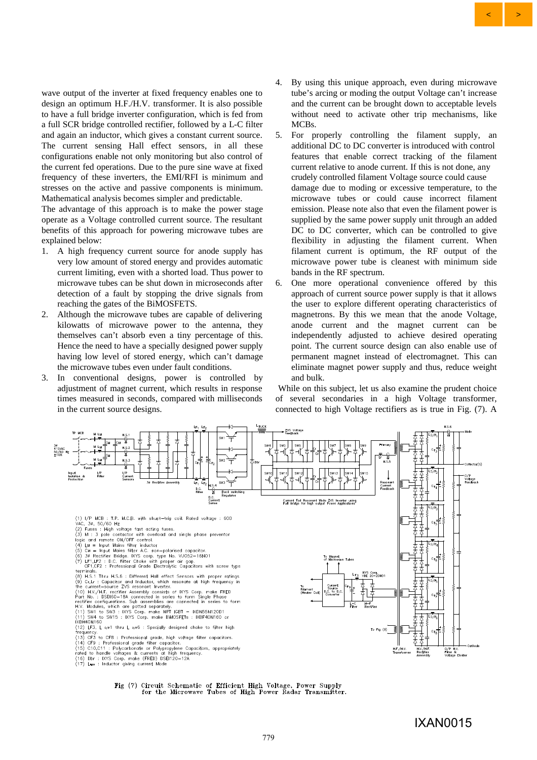wave output of the inverter at fixed frequency enables one to design an optimum H.F./H.V. transformer. It is also possible to have a full bridge inverter configuration, which is fed from a full SCR bridge controlled rectifier, followed by a L-C filter and again an inductor, which gives a constant current source. The current sensing Hall effect sensors, in all these configurations enable not only monitoring but also control of the current fed operations. Due to the pure sine wave at fixed frequency of these inverters, the EMI/RFI is minimum and stresses on the active and passive components is minimum. Mathematical analysis becomes simpler and predictable.

The advantage of this approach is to make the power stage operate as a Voltage controlled current source. The resultant benefits of this approach for powering microwave tubes are explained below:

1. A high frequency current source for anode supply has very low amount of stored energy and provides automatic current limiting, even with a shorted load. Thus power to microwave tubes can be shut down in microseconds after detection of a fault by stopping the drive signals from reaching the gates of the BiMOSFETS.
2. Although the microwave tubes are capable of delivering kilowatts of microwave power to the antenna, they themselves can't absorb even a tiny percentage of this. Hence the need to have a specially designed power supply having low level of stored energy, which can't damage the microwave tubes even under fault conditions.
3. In conventional designs, power is controlled by adjustment of magnet current, which results in response times measured in seconds, compared with milliseconds in the current source designs.
4. By using this unique approach, even during microwave tube's arcing or moding the output Voltage can't increase and the current can be brought down to acceptable levels without need to activate other trip mechanisms, like MCBs.
5. For properly controlling the filament supply, an additional DC to DC converter is introduced with control features that enable correct tracking of the filament current relative to anode current. If this is not done, any crudely controlled filament Voltage source could cause damage due to moding or excessive temperature, to the microwave tubes or could cause incorrect filament emission. Please note also that even the filament power is supplied by the same power supply unit through an added DC to DC converter, which can be controlled to give flexibility in adjusting the filament current. When filament current is optimum, the RF output of the microwave power tube is cleanest with minimum side bands in the RF spectrum.
6. One more operational convenience offered by this approach of current source power supply is that it allows the user to explore different operating characteristics of magnetrons. By this we mean that the anode Voltage, anode current and the magnet current can be independently adjusted to achieve desired operating point. The current source design can also enable use of permanent magnet instead of electromagnet. This can eliminate magnet power supply and thus, reduce weight and bulk.

While on this subject, let us also examine the prudent choice of several secondaries in a high Voltage transformer, connected to high Voltage rectifiers as is true in Fig. (7). A

(1) I/P MCB : T.P. M.C.B. with shunt–trip coil. Rated voltage : 600 VAC, 3ø, 50/60 Hz
(2) Fuses : High voltage fast acting fuses.
(3) M : 3 pole contactor with overload and single phase preventor logic and remote ON/OFF control.
(4) LM = Input Mains filter inductor
(5) CM = Input Mains filter A.C. non–polarised capacitor.
(6) 3ø Rectifier Bridge. IXYS corp. type No. VUO52–16NO1
(7) LF1,LF2 : D.C. filter Choke with proper air gap. CF1,CF2 : Professional Grade Electrolytic Capacitors with screw type terminals.
(8) H.S.1 Thru H.S.6 : Different Hall effect Sensors with proper ratings
(9) Cr,Lr : Capacitor and Inductor, which resonate at high frequency in the current–source ZVS resonant Inverter.
(10) H.V./H.F. rectifier Assembly consists of IXYS Corp. make FRED Part No. : DSDI60–18A connected in series to form Single Phase rectifier configurations. Sub assemblies are connected in series to form H.V. Modules, which are potted separately.
(11) SW1 to SW3 : IXYS Corp. make NPT IGBT – IXDN55N120D1
(11) SW4 to SW15 : IXYS Corp. make BiMOSFETs : IXBF40N160 or IXBH40N160
(12) LF3, L o/p1 thru L o/p6 : Specially designed choke to filter high frequency.
(13) CF3 to CF8 : Professional grade, high voltage filter capacitors.
(14) CF9 : Professional grade filter capacitor.
(15) C10,C11 : Polycarbonate or Polypropylene Capacitors, appropriately rated to handle voltages & currents at high frequency.
(16) Dbr : IXYS Corp. make (FRED) DSEI120–12A
(17) LBUCK : Inductor giving current Mode

Fig (7) Circuit Schematic of Efficient High Voltage, Power Supply for the Microwave Tubes of High Power Radar Transmitter.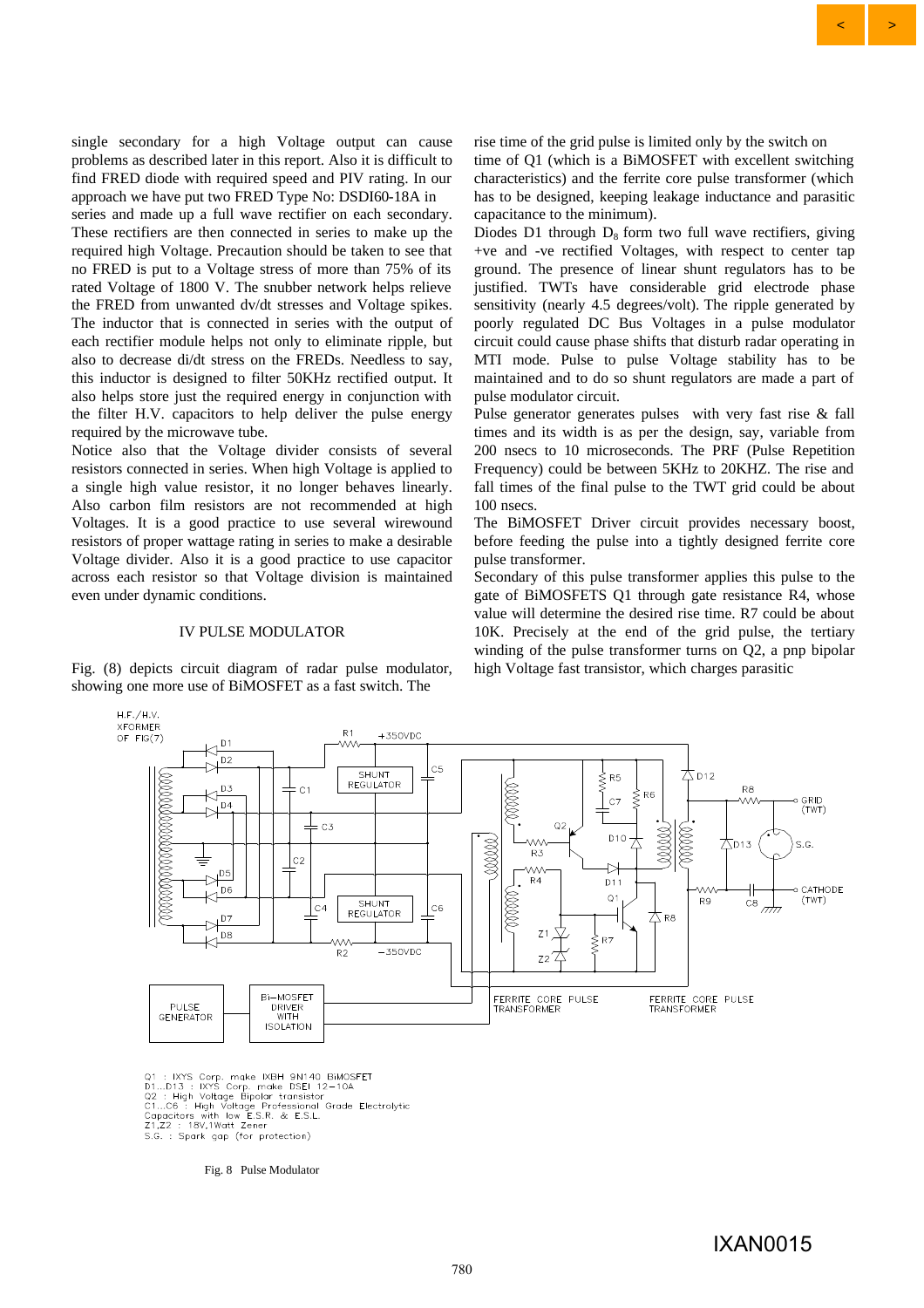single secondary for a high Voltage output can cause problems as described later in this report. Also it is difficult to find FRED diode with required speed and PIV rating. In our approach we have put two FRED Type No: DSDI60-18A in series and made up a full wave rectifier on each secondary. These rectifiers are then connected in series to make up the required high Voltage. Precaution should be taken to see that no FRED is put to a Voltage stress of more than 75% of its rated Voltage of 1800 V. The snubber network helps relieve the FRED from unwanted dv/dt stresses and Voltage spikes. The inductor that is connected in series with the output of each rectifier module helps not only to eliminate ripple, but also to decrease di/dt stress on the FREDs. Needless to say, this inductor is designed to filter 50KHz rectified output. It also helps store just the required energy in conjunction with the filter H.V. capacitors to help deliver the pulse energy required by the microwave tube.

Notice also that the Voltage divider consists of several resistors connected in series. When high Voltage is applied to a single high value resistor, it no longer behaves linearly. Also carbon film resistors are not recommended at high Voltages. It is a good practice to use several wirewound resistors of proper wattage rating in series to make a desirable Voltage divider. Also it is a good practice to use capacitor across each resistor so that Voltage division is maintained even under dynamic conditions.

## IV PULSE MODULATOR

Fig. (8) depicts circuit diagram of radar pulse modulator, showing one more use of BiMOSFET as a fast switch. The rise time of the grid pulse is limited only by the switch on time of Q1 (which is a BiMOSFET with excellent switching characteristics) and the ferrite core pulse transformer (which has to be designed, keeping leakage inductance and parasitic capacitance to the minimum).

Diodes D1 through $D_8$ form two full wave rectifiers, giving +ve and -ve rectified Voltages, with respect to center tap ground. The presence of linear shunt regulators has to be justified. TWTs have considerable grid electrode phase sensitivity (nearly 4.5 degrees/volt). The ripple generated by poorly regulated DC Bus Voltages in a pulse modulator circuit could cause phase shifts that disturb radar operating in MTI mode. Pulse to pulse Voltage stability has to be maintained and to do so shunt regulators are made a part of pulse modulator circuit.

Pulse generator generates pulses with very fast rise & fall times and its width is as per the design, say, variable from 200 nsecs to 10 microseconds. The PRF (Pulse Repetition Frequency) could be between 5KHz to 20KHZ. The rise and fall times of the final pulse to the TWT grid could be about 100 nsecs.

The BiMOSFET Driver circuit provides necessary boost, before feeding the pulse into a tightly designed ferrite core pulse transformer.

Secondary of this pulse transformer applies this pulse to the gate of BiMOSFETS Q1 through gate resistance R4, whose value will determine the desired rise time. R7 could be about 10K. Precisely at the end of the grid pulse, the tertiary winding of the pulse transformer turns on Q2, a pnp bipolar high Voltage fast transistor, which charges parasitic

Q1 : IXYS Corp. make IXBH 9N140 BiMOSFET
D1...D13 : IXYS Corp. make DSEI 12-10A
Q2 : High Voltage Bipolar transistor
C1...C6 : High Voltage Professional Grade Electrolytic Capacitors with low E.S.R. & E.S.L.
Z1,Z2 : 18V,1Watt Zener
S.G. : Spark gap (for protection)

Fig. 8 Pulse Modulator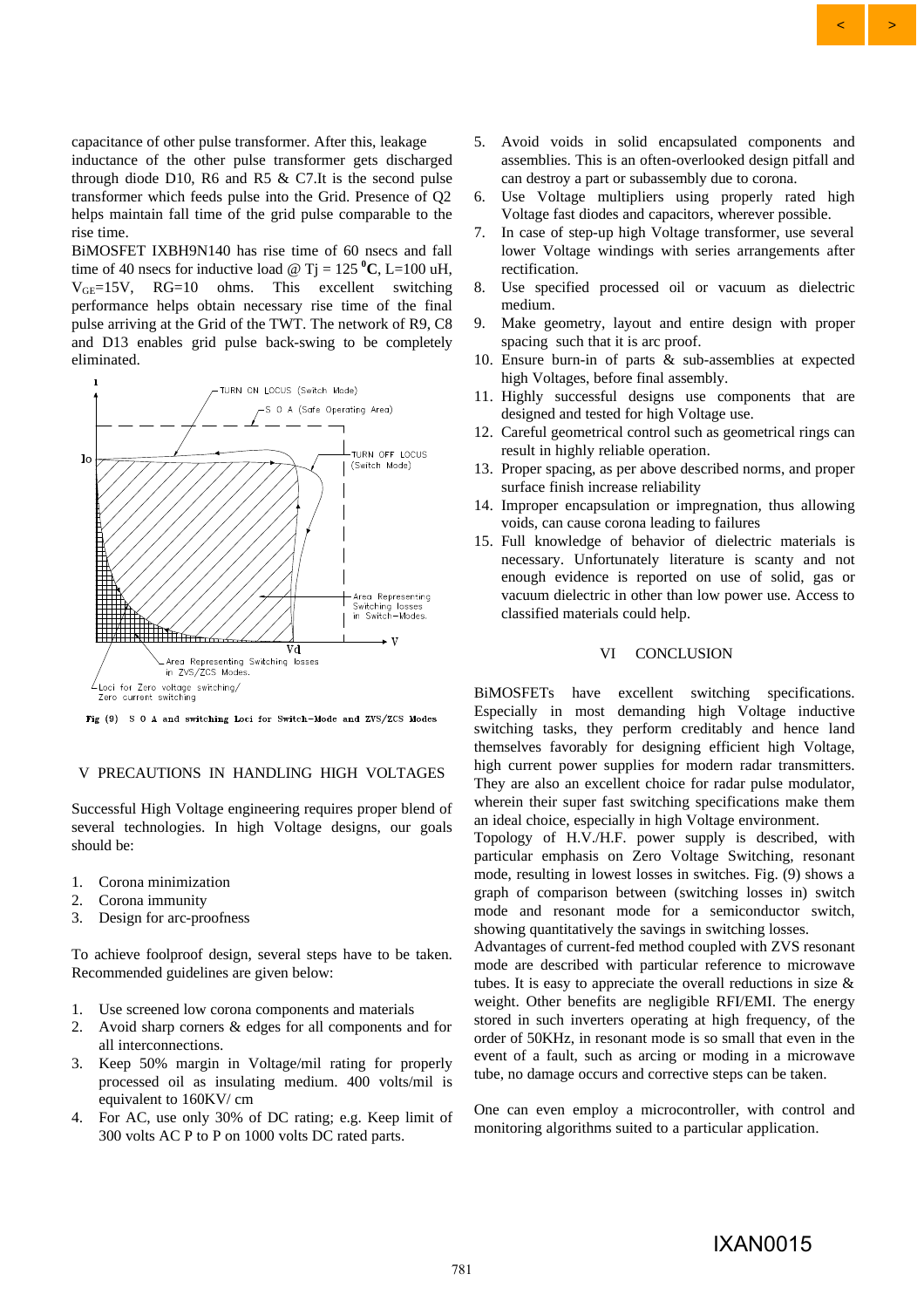capacitance of other pulse transformer. After this, leakage inductance of the other pulse transformer gets discharged through diode D10, R6 and R5 & C7.It is the second pulse transformer which feeds pulse into the Grid. Presence of Q2 helps maintain fall time of the grid pulse comparable to the rise time.

BiMOSFET IXBH9N140 has rise time of 60 nsecs and fall time of 40 nsecs for inductive load @ Tj = 125 $^0$**C**, L=100 uH, $V_{GE}$=15V, RG=10 ohms. This excellent switching performance helps obtain necessary rise time of the final pulse arriving at the Grid of the TWT. The network of R9, C8 and D13 enables grid pulse back-swing to be completely eliminated.

Fig (9) S O A and switching Loci for Switch-Mode and ZVS/ZCS Modes

## V PRECAUTIONS IN HANDLING HIGH VOLTAGES

Successful High Voltage engineering requires proper blend of several technologies. In high Voltage designs, our goals should be:

1. Corona minimization
2. Corona immunity
3. Design for arc-proofness

To achieve foolproof design, several steps have to be taken. Recommended guidelines are given below:

1. Use screened low corona components and materials
2. Avoid sharp corners & edges for all components and for all interconnections.
3. Keep 50% margin in Voltage/mil rating for properly processed oil as insulating medium. 400 volts/mil is equivalent to 160KV/ cm
4. For AC, use only 30% of DC rating; e.g. Keep limit of 300 volts AC P to P on 1000 volts DC rated parts.
5. Avoid voids in solid encapsulated components and assemblies. This is an often-overlooked design pitfall and can destroy a part or subassembly due to corona.
6. Use Voltage multipliers using properly rated high Voltage fast diodes and capacitors, wherever possible.
7. In case of step-up high Voltage transformer, use several lower Voltage windings with series arrangements after rectification.
8. Use specified processed oil or vacuum as dielectric medium.
9. Make geometry, layout and entire design with proper spacing such that it is arc proof.
10. Ensure burn-in of parts & sub-assemblies at expected high Voltages, before final assembly.
11. Highly successful designs use components that are designed and tested for high Voltage use.
12. Careful geometrical control such as geometrical rings can result in highly reliable operation.
13. Proper spacing, as per above described norms, and proper surface finish increase reliability
14. Improper encapsulation or impregnation, thus allowing voids, can cause corona leading to failures
15. Full knowledge of behavior of dielectric materials is necessary. Unfortunately literature is scanty and not enough evidence is reported on use of solid, gas or vacuum dielectric in other than low power use. Access to classified materials could help.

## VI CONCLUSION

BiMOSFETs have excellent switching specifications. Especially in most demanding high Voltage inductive switching tasks, they perform creditably and hence land themselves favorably for designing efficient high Voltage, high current power supplies for modern radar transmitters. They are also an excellent choice for radar pulse modulator, wherein their super fast switching specifications make them an ideal choice, especially in high Voltage environment.

Topology of H.V./H.F. power supply is described, with particular emphasis on Zero Voltage Switching, resonant mode, resulting in lowest losses in switches. Fig. (9) shows a graph of comparison between (switching losses in) switch mode and resonant mode for a semiconductor switch, showing quantitatively the savings in switching losses.

Advantages of current-fed method coupled with ZVS resonant mode are described with particular reference to microwave tubes. It is easy to appreciate the overall reductions in size & weight. Other benefits are negligible RFI/EMI. The energy stored in such inverters operating at high frequency, of the order of 50KHz, in resonant mode is so small that even in the event of a fault, such as arcing or moding in a microwave tube, no damage occurs and corrective steps can be taken.

One can even employ a microcontroller, with control and monitoring algorithms suited to a particular application.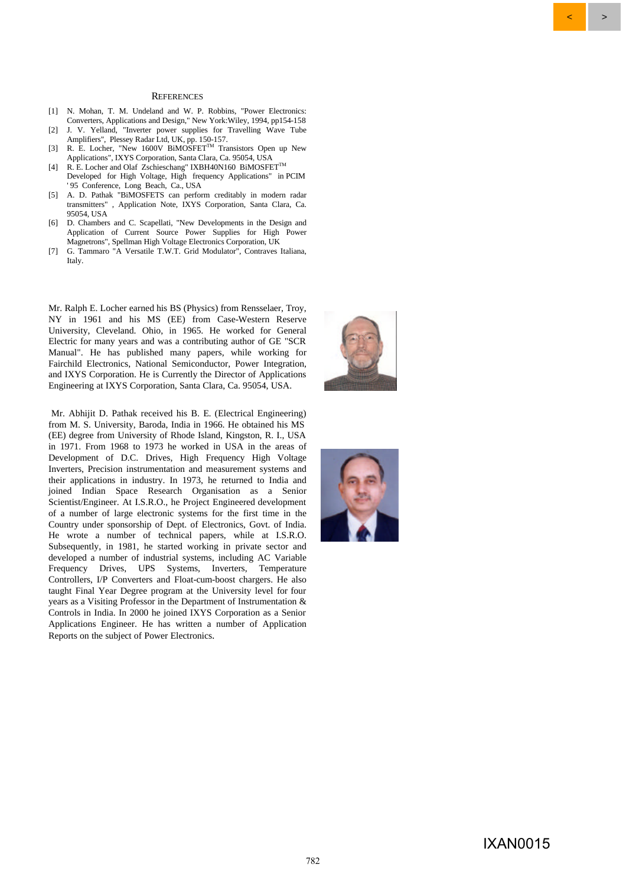## References

[1] N. Mohan, T. M. Undeland and W. P. Robbins, "Power Electronics: Converters, Applications and Design," New York:Wiley, 1994, pp154-158

[2] J. V. Yelland, "Inverter power supplies for Travelling Wave Tube Amplifiers", Plessey Radar Ltd, UK, pp. 150-157.

[3] R. E. Locher, "New 1600V BiMOSFET™ Transistors Open up New Applications", IXYS Corporation, Santa Clara, Ca. 95054, USA

[4] R. E. Locher and Olaf Zschieschang" IXBH40N160 BiMOSFET™ Developed for High Voltage, High frequency Applications" in PCIM ' 95 Conference, Long Beach, Ca., USA

[5] A. D. Pathak "BiMOSFETS can perform creditably in modern radar transmitters" , Application Note, IXYS Corporation, Santa Clara, Ca. 95054, USA

[6] D. Chambers and C. Scapellati, "New Developments in the Design and Application of Current Source Power Supplies for High Power Magnetrons", Spellman High Voltage Electronics Corporation, UK

[7] G. Tammaro "A Versatile T.W.T. Grid Modulator", Contraves Italiana, Italy.

Mr. Ralph E. Locher earned his BS (Physics) from Rensselaer, Troy, NY in 1961 and his MS (EE) from Case-Western Reserve University, Cleveland. Ohio, in 1965. He worked for General Electric for many years and was a contributing author of GE "SCR Manual". He has published many papers, while working for Fairchild Electronics, National Semiconductor, Power Integration, and IXYS Corporation. He is Currently the Director of Applications Engineering at IXYS Corporation, Santa Clara, Ca. 95054, USA.

Mr. Abhijit D. Pathak received his B. E. (Electrical Engineering) from M. S. University, Baroda, India in 1966. He obtained his MS (EE) degree from University of Rhode Island, Kingston, R. I., USA in 1971. From 1968 to 1973 he worked in USA in the areas of Development of D.C. Drives, High Frequency High Voltage Inverters, Precision instrumentation and measurement systems and their applications in industry. In 1973, he returned to India and joined Indian Space Research Organisation as a Senior Scientist/Engineer. At I.S.R.O., he Project Engineered development of a number of large electronic systems for the first time in the Country under sponsorship of Dept. of Electronics, Govt. of India. He wrote a number of technical papers, while at I.S.R.O. Subsequently, in 1981, he started working in private sector and developed a number of industrial systems, including AC Variable Frequency Drives, UPS Systems, Inverters, Temperature Controllers, I/P Converters and Float-cum-boost chargers. He also taught Final Year Degree program at the University level for four years as a Visiting Professor in the Department of Instrumentation & Controls in India. In 2000 he joined IXYS Corporation as a Senior Applications Engineer. He has written a number of Application Reports on the subject of Power Electronics.